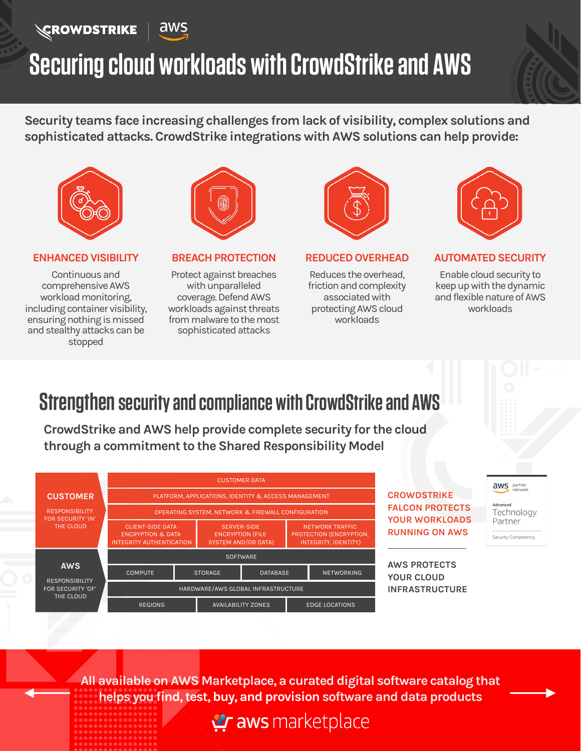CROWDSTRIKE | aws

# Securing cloud workloads with CrowdStrike and AWS

**Security teams face increasing challenges from lack of visibility, complex solutions and sophisticated attacks. CrowdStrike integrations with AWS solutions can help provide:**

### ENHANCED VISIBILITY

Continuous and comprehensive AWS workload monitoring, including container visibility, ensuring nothing is missed and stealthy attacks can be stopped

### BREACH PROTECTION

Protect against breaches with unparalleled coverage. Defend AWS workloads against threats from malware to the most sophisticated attacks

### REDUCED OVERHEAD

Reduces the overhead, friction and complexity associated with protecting AWS cloud workloads

### AUTOMATED SECURITY

Enable cloud security to keep up with the dynamic and flexible nature of AWS workloads

## Strengthen security and compliance with CrowdStrike and AWS

**CrowdStrike and AWS help provide complete security for the cloud through a commitment to the Shared Responsibility Model**

| | | | | |
|---|---|---|---|---|
| **CUSTOMER** RESPONSIBILITY FOR SECURITY 'IN' THE CLOUD | CUSTOMER DATA | | | |
| | PLATFORM, APPLICATIONS, IDENTITY & ACCESS MANAGEMENT | | | |
| | OPERATING SYSTEM, NETWORK & FIREWALL CONFIGURATION | | | |
| | CLIENT-SIDE DATA ENCRYPTION & DATA INTEGRITY AUTHENTICATION | SERVER-SIDE ENCRYPTION (FILE SYSTEM AND/OR DATA) | NETWORK TRAFFIC PROTECTION (ENCRYPTION, INTEGRITY, IDENTITY) | |
| **AWS** RESPONSIBILITY FOR SECURITY 'OF' THE CLOUD | SOFTWARE | | | |
| | COMPUTE | STORAGE | DATABASE | NETWORKING |
| | HARDWARE/AWS GLOBAL INFRASTRUCTURE | | | |
| | REGIONS | AVAILABILITY ZONES | EDGE LOCATIONS | |

**CROWDSTRIKE FALCON PROTECTS YOUR WORKLOADS RUNNING ON AWS**

**AWS PROTECTS YOUR CLOUD INFRASTRUCTURE**

aws partner network — Advanced Technology Partner — Security Competency

**All available on AWS Marketplace, a curated digital software catalog that helps you find, test, buy, and provision software and data products**

aws marketplace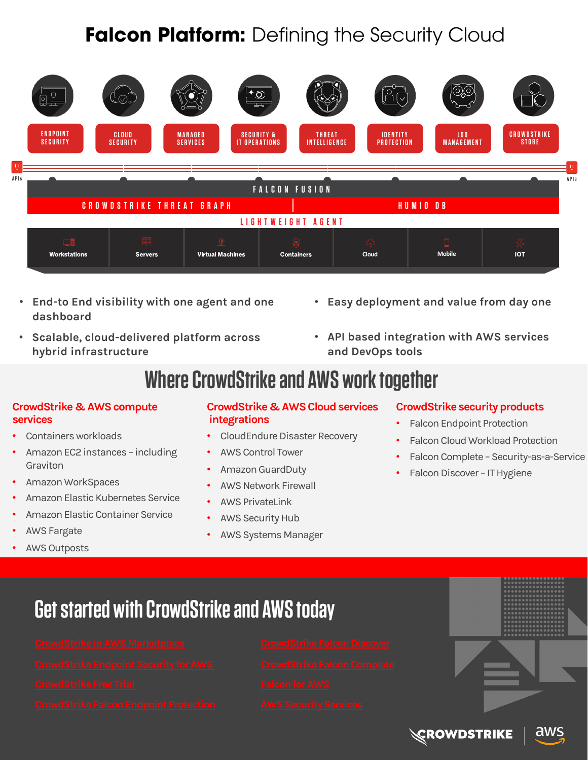# **Falcon Platform:** Defining the Security Cloud

ENDPOINT SECURITY | CLOUD SECURITY | MANAGED SERVICES | SECURITY & IT OPERATIONS | THREAT INTELLIGENCE | IDENTITY PROTECTION | LOG MANAGEMENT | CROWDSTRIKE STORE

APIs

FALCON FUSION

CROWDSTRIKE THREAT GRAPH | HUMIO DB

LIGHTWEIGHT AGENT

Workstations | Servers | Virtual Machines | Containers | Cloud | Mobile | IOT

- End-to End visibility with one agent and one dashboard
- Scalable, cloud-delivered platform across hybrid infrastructure
- Easy deployment and value from day one
- API based integration with AWS services and DevOps tools

## Where CrowdStrike and AWS work together

### CrowdStrike & AWS compute services

- Containers workloads
- Amazon EC2 instances – including Graviton
- Amazon WorkSpaces
- Amazon Elastic Kubernetes Service
- Amazon Elastic Container Service
- AWS Fargate
- AWS Outposts

### CrowdStrike & AWS Cloud services integrations

- CloudEndure Disaster Recovery
- AWS Control Tower
- Amazon GuardDuty
- AWS Network Firewall
- AWS PrivateLink
- AWS Security Hub
- AWS Systems Manager

### CrowdStrike security products

- Falcon Endpoint Protection
- Falcon Cloud Workload Protection
- Falcon Complete – Security-as-a-Service
- Falcon Discover – IT Hygiene

## Get started with CrowdStrike and AWS today

- CrowdStrike in AWS Marketplace
- CrowdStrike Endpoint Security for AWS
- CrowdStrike Free Trial
- CrowdStrike Falcon Endpoint Protection
- CrowdStrike Falcon Discover
- CrowdStrike Falcon Complete
- Falcon for AWS
- AWS Security Services

CROWDSTRIKE | aws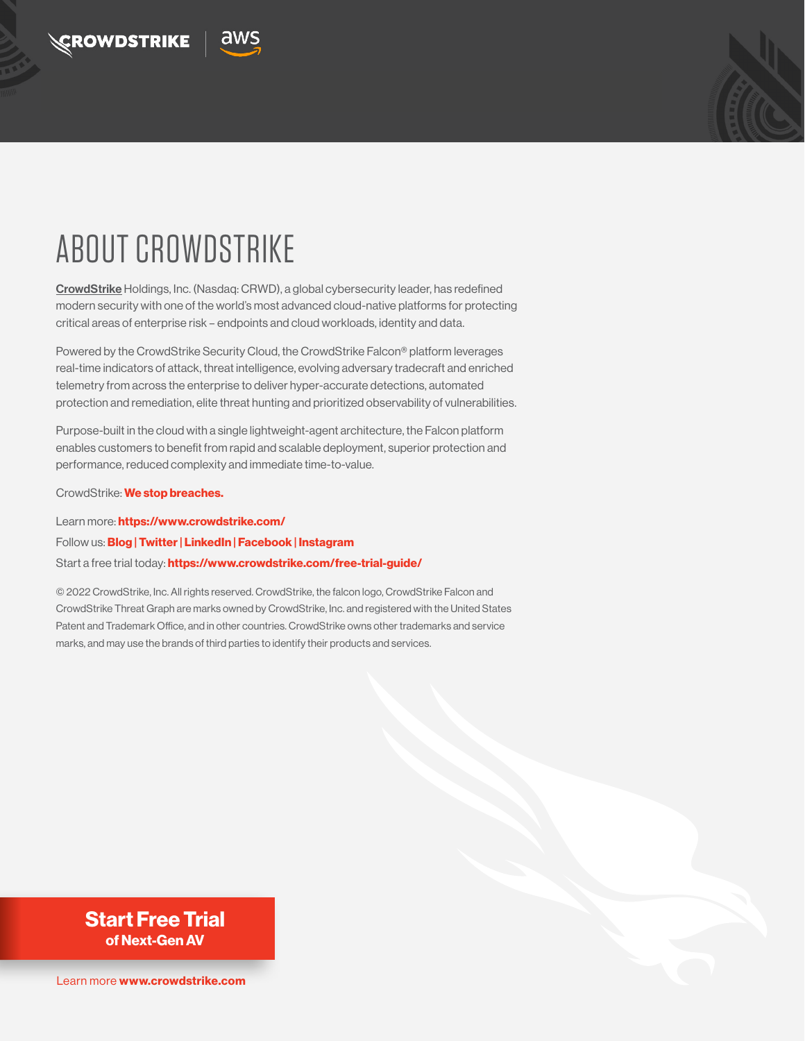# ABOUT CROWDSTRIKE

**CrowdStrike** Holdings, Inc. (Nasdaq: CRWD), a global cybersecurity leader, has redefined modern security with one of the world's most advanced cloud-native platforms for protecting critical areas of enterprise risk – endpoints and cloud workloads, identity and data.

Powered by the CrowdStrike Security Cloud, the CrowdStrike Falcon® platform leverages real-time indicators of attack, threat intelligence, evolving adversary tradecraft and enriched telemetry from across the enterprise to deliver hyper-accurate detections, automated protection and remediation, elite threat hunting and prioritized observability of vulnerabilities.

Purpose-built in the cloud with a single lightweight-agent architecture, the Falcon platform enables customers to benefit from rapid and scalable deployment, superior protection and performance, reduced complexity and immediate time-to-value.

CrowdStrike: **We stop breaches.**

Learn more: **https://www.crowdstrike.com/**

Follow us: **Blog | Twitter | LinkedIn | Facebook | Instagram**

Start a free trial today: **https://www.crowdstrike.com/free-trial-guide/**

© 2022 CrowdStrike, Inc. All rights reserved. CrowdStrike, the falcon logo, CrowdStrike Falcon and CrowdStrike Threat Graph are marks owned by CrowdStrike, Inc. and registered with the United States Patent and Trademark Office, and in other countries. CrowdStrike owns other trademarks and service marks, and may use the brands of third parties to identify their products and services.

**Start Free Trial**
**of Next-Gen AV**

Learn more **www.crowdstrike.com**